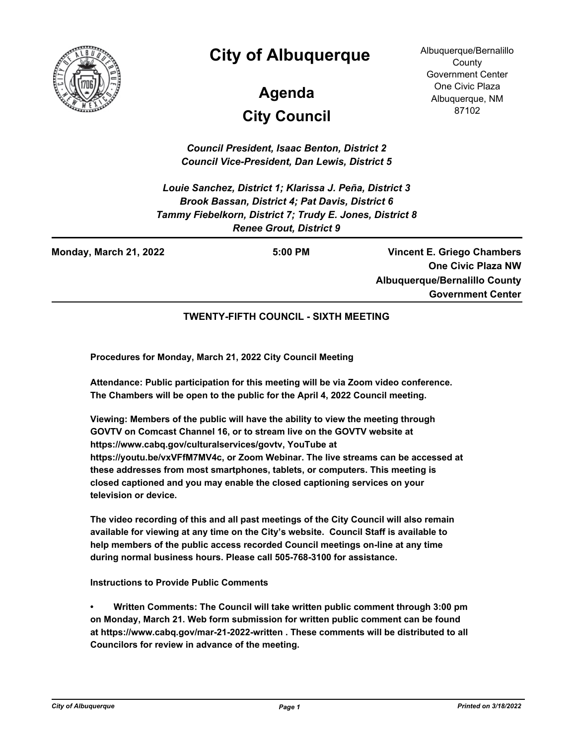# City of Albuquerque

## Agenda

## City Council

Albuquerque/Bernalillo County Government Center
One Civic Plaza
Albuquerque, NM 87102

*Council President, Isaac Benton, District 2*
*Council Vice-President, Dan Lewis, District 5*

*Louie Sanchez, District 1; Klarissa J. Peña, District 3*
*Brook Bassan, District 4; Pat Davis, District 6*
*Tammy Fiebelkorn, District 7; Trudy E. Jones, District 8*
*Renee Grout, District 9*

**Monday, March 21, 2022** | **5:00 PM** | **Vincent E. Griego Chambers One Civic Plaza NW Albuquerque/Bernalillo County Government Center**

### TWENTY-FIFTH COUNCIL - SIXTH MEETING

**Procedures for Monday, March 21, 2022 City Council Meeting**

**Attendance: Public participation for this meeting will be via Zoom video conference. The Chambers will be open to the public for the April 4, 2022 Council meeting.**

**Viewing: Members of the public will have the ability to view the meeting through GOVTV on Comcast Channel 16, or to stream live on the GOVTV website at https://www.cabq.gov/culturalservices/govtv, YouTube at https://youtu.be/vxVFfM7MV4c, or Zoom Webinar. The live streams can be accessed at these addresses from most smartphones, tablets, or computers. This meeting is closed captioned and you may enable the closed captioning services on your television or device.**

**The video recording of this and all past meetings of the City Council will also remain available for viewing at any time on the City's website. Council Staff is available to help members of the public access recorded Council meetings on-line at any time during normal business hours. Please call 505-768-3100 for assistance.**

**Instructions to Provide Public Comments**

- **Written Comments: The Council will take written public comment through 3:00 pm on Monday, March 21. Web form submission for written public comment can be found at https://www.cabq.gov/mar-21-2022-written . These comments will be distributed to all Councilors for review in advance of the meeting.**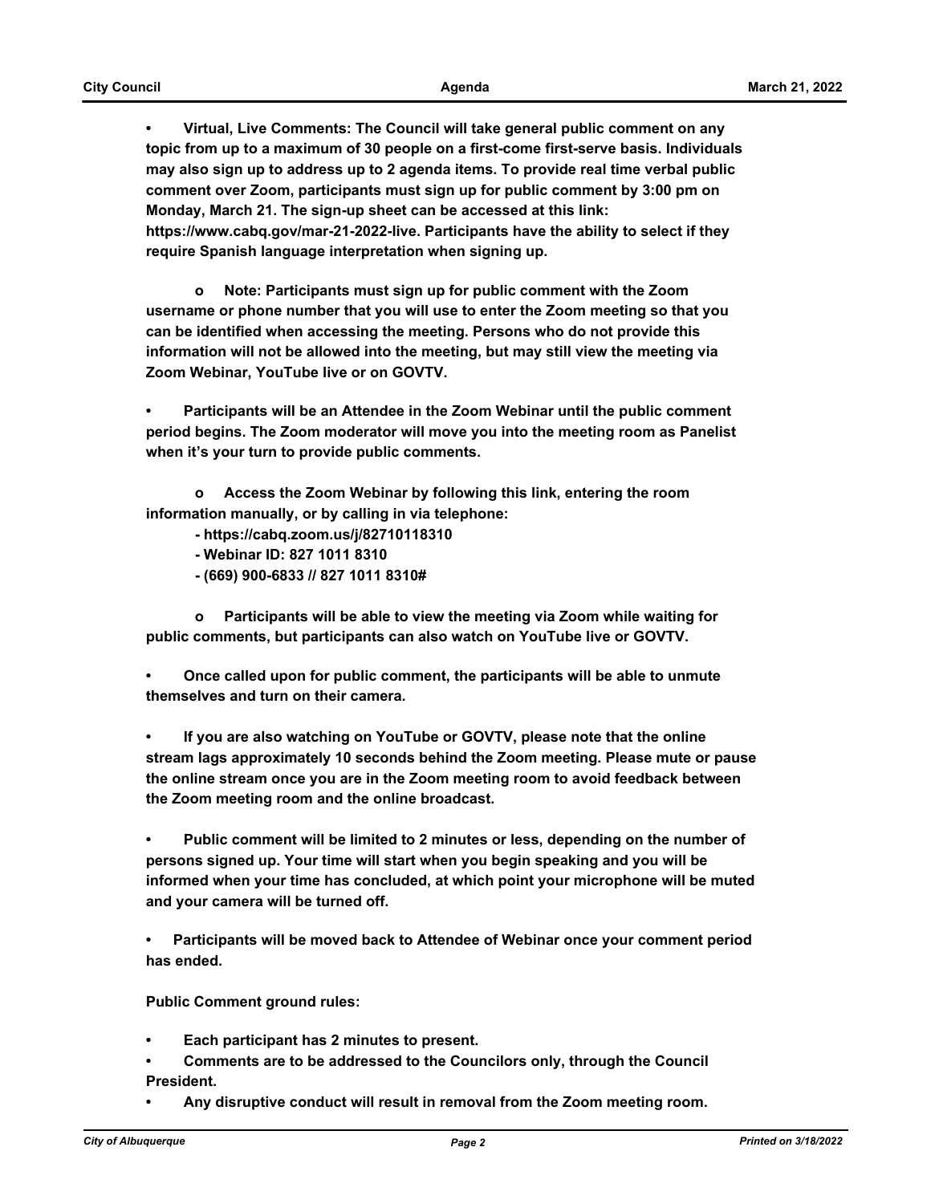- **Virtual, Live Comments: The Council will take general public comment on any topic from up to a maximum of 30 people on a first-come first-serve basis. Individuals may also sign up to address up to 2 agenda items. To provide real time verbal public comment over Zoom, participants must sign up for public comment by 3:00 pm on Monday, March 21. The sign-up sheet can be accessed at this link: https://www.cabq.gov/mar-21-2022-live. Participants have the ability to select if they require Spanish language interpretation when signing up.**

    - **Note: Participants must sign up for public comment with the Zoom username or phone number that you will use to enter the Zoom meeting so that you can be identified when accessing the meeting. Persons who do not provide this information will not be allowed into the meeting, but may still view the meeting via Zoom Webinar, YouTube live or on GOVTV.**

- **Participants will be an Attendee in the Zoom Webinar until the public comment period begins. The Zoom moderator will move you into the meeting room as Panelist when it's your turn to provide public comments.**

    - **Access the Zoom Webinar by following this link, entering the room information manually, or by calling in via telephone:**
        - **https://cabq.zoom.us/j/82710118310**
        - **Webinar ID: 827 1011 8310**
        - **(669) 900-6833 // 827 1011 8310#**

    - **Participants will be able to view the meeting via Zoom while waiting for public comments, but participants can also watch on YouTube live or GOVTV.**

- **Once called upon for public comment, the participants will be able to unmute themselves and turn on their camera.**

- **If you are also watching on YouTube or GOVTV, please note that the online stream lags approximately 10 seconds behind the Zoom meeting. Please mute or pause the online stream once you are in the Zoom meeting room to avoid feedback between the Zoom meeting room and the online broadcast.**

- **Public comment will be limited to 2 minutes or less, depending on the number of persons signed up. Your time will start when you begin speaking and you will be informed when your time has concluded, at which point your microphone will be muted and your camera will be turned off.**

- **Participants will be moved back to Attendee of Webinar once your comment period has ended.**

**Public Comment ground rules:**

- **Each participant has 2 minutes to present.**
- **Comments are to be addressed to the Councilors only, through the Council President.**
- **Any disruptive conduct will result in removal from the Zoom meeting room.**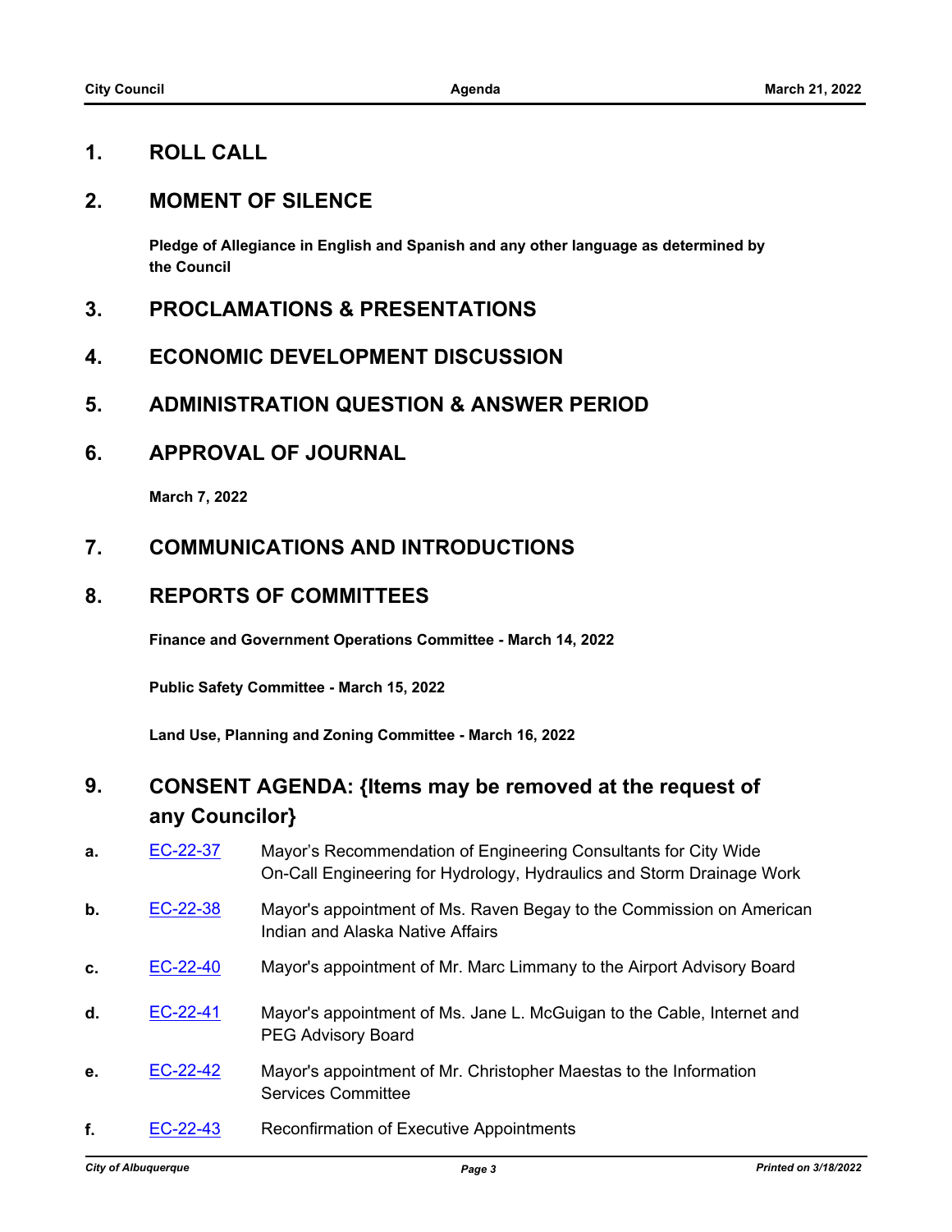## 1. ROLL CALL

## 2. MOMENT OF SILENCE

**Pledge of Allegiance in English and Spanish and any other language as determined by the Council**

## 3. PROCLAMATIONS & PRESENTATIONS

## 4. ECONOMIC DEVELOPMENT DISCUSSION

## 5. ADMINISTRATION QUESTION & ANSWER PERIOD

## 6. APPROVAL OF JOURNAL

**March 7, 2022**

## 7. COMMUNICATIONS AND INTRODUCTIONS

## 8. REPORTS OF COMMITTEES

**Finance and Government Operations Committee - March 14, 2022**

**Public Safety Committee - March 15, 2022**

**Land Use, Planning and Zoning Committee - March 16, 2022**

## 9. CONSENT AGENDA: {Items may be removed at the request of any Councilor}

**a.** EC-22-37 Mayor's Recommendation of Engineering Consultants for City Wide On-Call Engineering for Hydrology, Hydraulics and Storm Drainage Work

**b.** EC-22-38 Mayor's appointment of Ms. Raven Begay to the Commission on American Indian and Alaska Native Affairs

**c.** EC-22-40 Mayor's appointment of Mr. Marc Limmany to the Airport Advisory Board

**d.** EC-22-41 Mayor's appointment of Ms. Jane L. McGuigan to the Cable, Internet and PEG Advisory Board

**e.** EC-22-42 Mayor's appointment of Mr. Christopher Maestas to the Information Services Committee

**f.** EC-22-43 Reconfirmation of Executive Appointments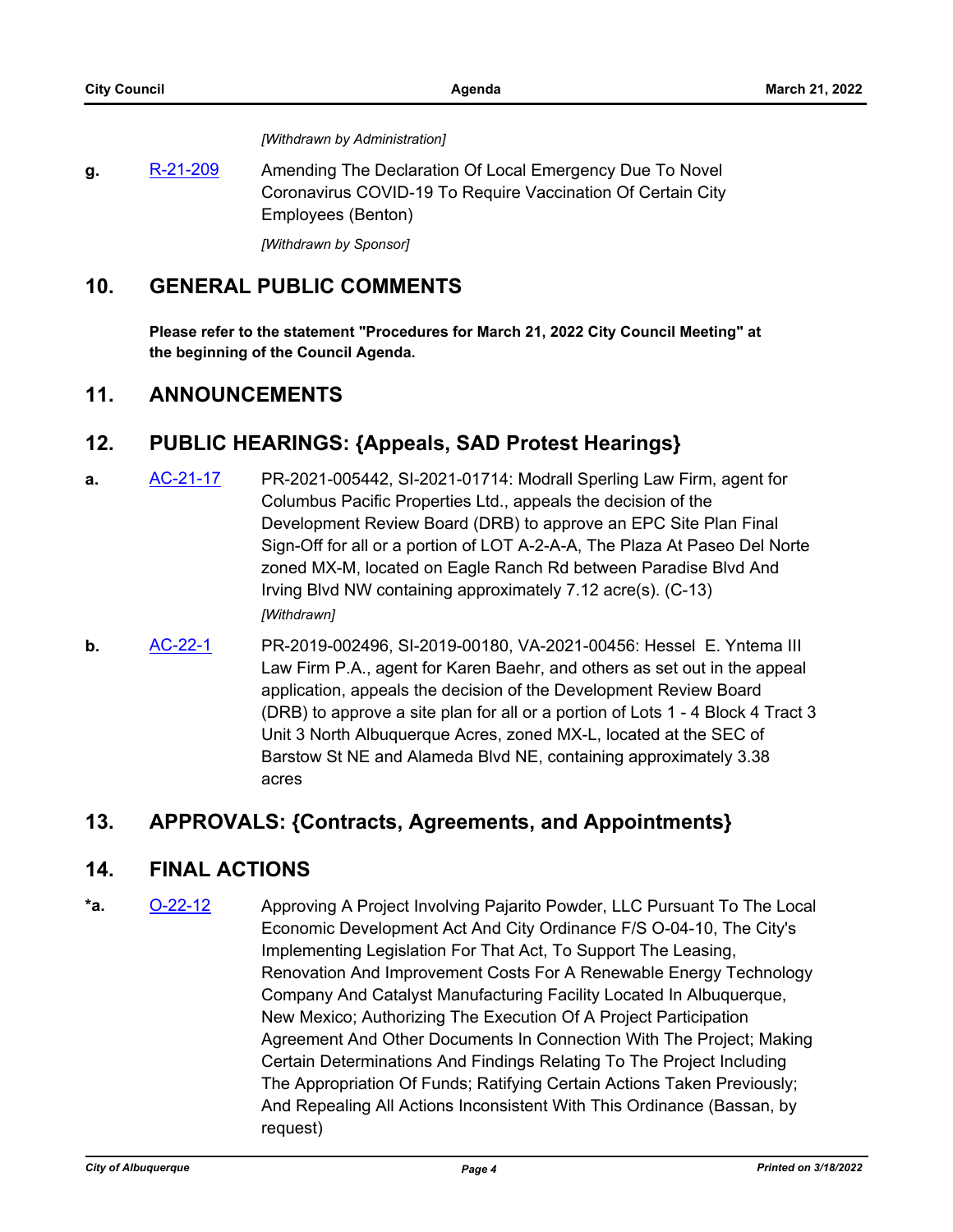*[Withdrawn by Administration]*

**g.** [R-21-209](R-21-209) Amending The Declaration Of Local Emergency Due To Novel Coronavirus COVID-19 To Require Vaccination Of Certain City Employees (Benton)

*[Withdrawn by Sponsor]*

## 10. GENERAL PUBLIC COMMENTS

**Please refer to the statement "Procedures for March 21, 2022 City Council Meeting" at the beginning of the Council Agenda.**

## 11. ANNOUNCEMENTS

## 12. PUBLIC HEARINGS: {Appeals, SAD Protest Hearings}

**a.** AC-21-17 PR-2021-005442, SI-2021-01714: Modrall Sperling Law Firm, agent for Columbus Pacific Properties Ltd., appeals the decision of the Development Review Board (DRB) to approve an EPC Site Plan Final Sign-Off for all or a portion of LOT A-2-A-A, The Plaza At Paseo Del Norte zoned MX-M, located on Eagle Ranch Rd between Paradise Blvd And Irving Blvd NW containing approximately 7.12 acre(s). (C-13)

*[Withdrawn]*

**b.** AC-22-1 PR-2019-002496, SI-2019-00180, VA-2021-00456: Hessel E. Yntema III Law Firm P.A., agent for Karen Baehr, and others as set out in the appeal application, appeals the decision of the Development Review Board (DRB) to approve a site plan for all or a portion of Lots 1 - 4 Block 4 Tract 3 Unit 3 North Albuquerque Acres, zoned MX-L, located at the SEC of Barstow St NE and Alameda Blvd NE, containing approximately 3.38 acres

## 13. APPROVALS: {Contracts, Agreements, and Appointments}

## 14. FINAL ACTIONS

***a.** O-22-12 Approving A Project Involving Pajarito Powder, LLC Pursuant To The Local Economic Development Act And City Ordinance F/S O-04-10, The City's Implementing Legislation For That Act, To Support The Leasing, Renovation And Improvement Costs For A Renewable Energy Technology Company And Catalyst Manufacturing Facility Located In Albuquerque, New Mexico; Authorizing The Execution Of A Project Participation Agreement And Other Documents In Connection With The Project; Making Certain Determinations And Findings Relating To The Project Including The Appropriation Of Funds; Ratifying Certain Actions Taken Previously; And Repealing All Actions Inconsistent With This Ordinance (Bassan, by request)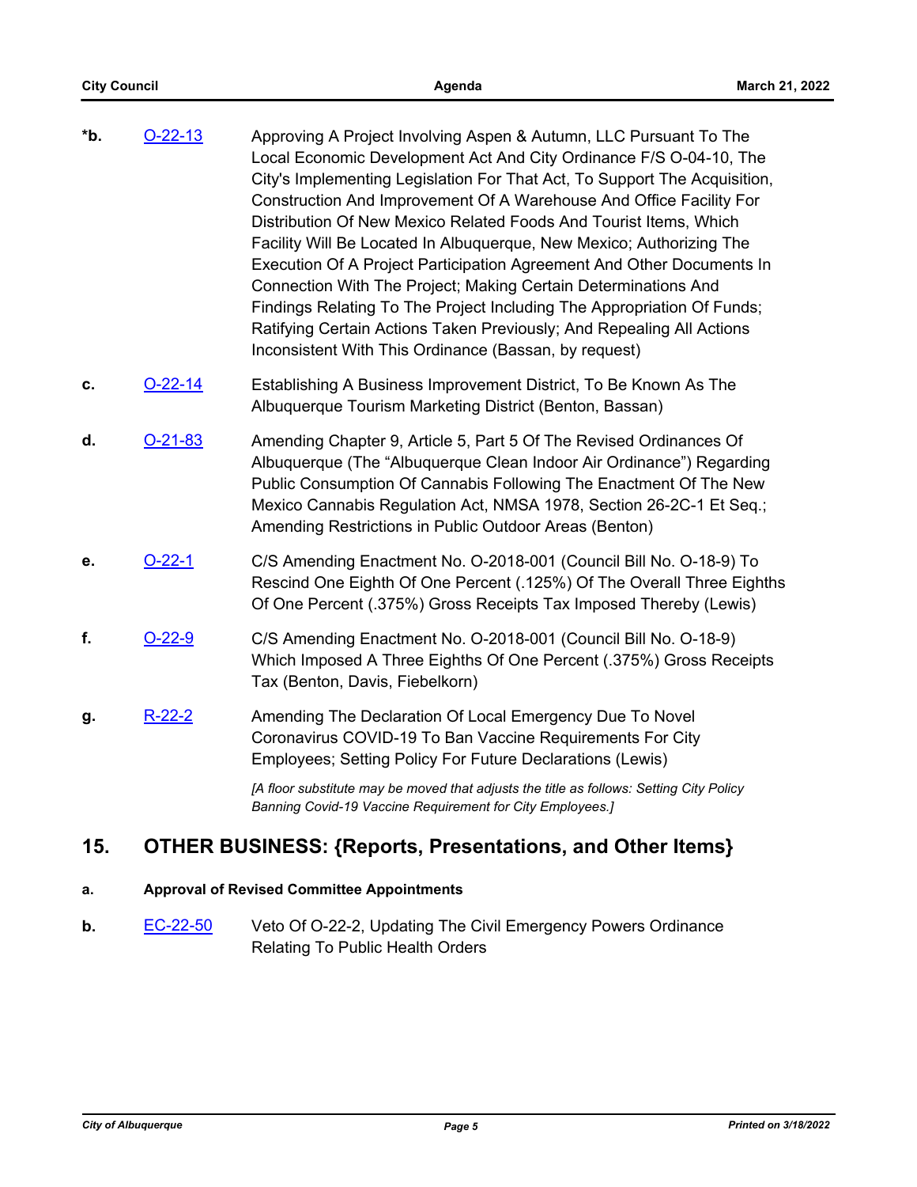**\*b.** O-22-13 Approving A Project Involving Aspen & Autumn, LLC Pursuant To The Local Economic Development Act And City Ordinance F/S O-04-10, The City's Implementing Legislation For That Act, To Support The Acquisition, Construction And Improvement Of A Warehouse And Office Facility For Distribution Of New Mexico Related Foods And Tourist Items, Which Facility Will Be Located In Albuquerque, New Mexico; Authorizing The Execution Of A Project Participation Agreement And Other Documents In Connection With The Project; Making Certain Determinations And Findings Relating To The Project Including The Appropriation Of Funds; Ratifying Certain Actions Taken Previously; And Repealing All Actions Inconsistent With This Ordinance (Bassan, by request)

**c.** O-22-14 Establishing A Business Improvement District, To Be Known As The Albuquerque Tourism Marketing District (Benton, Bassan)

**d.** O-21-83 Amending Chapter 9, Article 5, Part 5 Of The Revised Ordinances Of Albuquerque (The "Albuquerque Clean Indoor Air Ordinance") Regarding Public Consumption Of Cannabis Following The Enactment Of The New Mexico Cannabis Regulation Act, NMSA 1978, Section 26-2C-1 Et Seq.; Amending Restrictions in Public Outdoor Areas (Benton)

**e.** O-22-1 C/S Amending Enactment No. O-2018-001 (Council Bill No. O-18-9) To Rescind One Eighth Of One Percent (.125%) Of The Overall Three Eighths Of One Percent (.375%) Gross Receipts Tax Imposed Thereby (Lewis)

**f.** O-22-9 C/S Amending Enactment No. O-2018-001 (Council Bill No. O-18-9) Which Imposed A Three Eighths Of One Percent (.375%) Gross Receipts Tax (Benton, Davis, Fiebelkorn)

**g.** R-22-2 Amending The Declaration Of Local Emergency Due To Novel Coronavirus COVID-19 To Ban Vaccine Requirements For City Employees; Setting Policy For Future Declarations (Lewis)

*[A floor substitute may be moved that adjusts the title as follows: Setting City Policy Banning Covid-19 Vaccine Requirement for City Employees.]*

## 15. OTHER BUSINESS: {Reports, Presentations, and Other Items}

**a. Approval of Revised Committee Appointments**

**b.** EC-22-50 Veto Of O-22-2, Updating The Civil Emergency Powers Ordinance Relating To Public Health Orders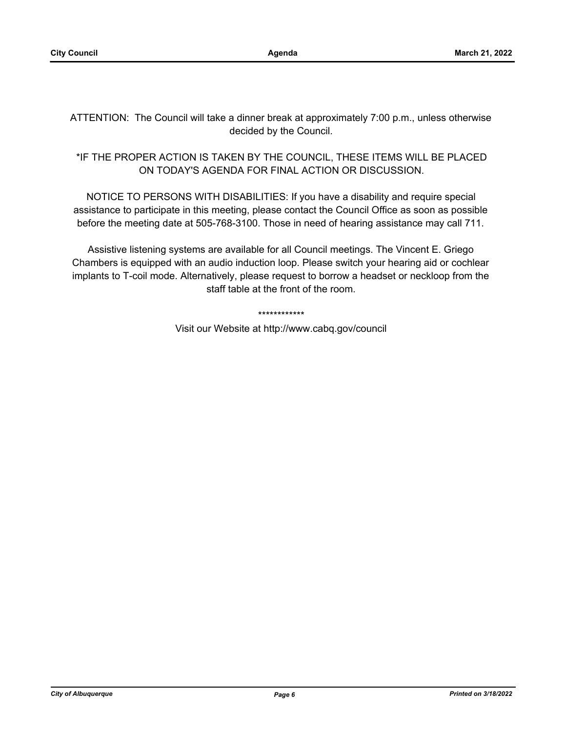ATTENTION: The Council will take a dinner break at approximately 7:00 p.m., unless otherwise decided by the Council.

*IF THE PROPER ACTION IS TAKEN BY THE COUNCIL, THESE ITEMS WILL BE PLACED ON TODAY'S AGENDA FOR FINAL ACTION OR DISCUSSION.

NOTICE TO PERSONS WITH DISABILITIES: If you have a disability and require special assistance to participate in this meeting, please contact the Council Office as soon as possible before the meeting date at 505-768-3100. Those in need of hearing assistance may call 711.

Assistive listening systems are available for all Council meetings. The Vincent E. Griego Chambers is equipped with an audio induction loop. Please switch your hearing aid or cochlear implants to T-coil mode. Alternatively, please request to borrow a headset or neckloop from the staff table at the front of the room.

************

Visit our Website at http://www.cabq.gov/council